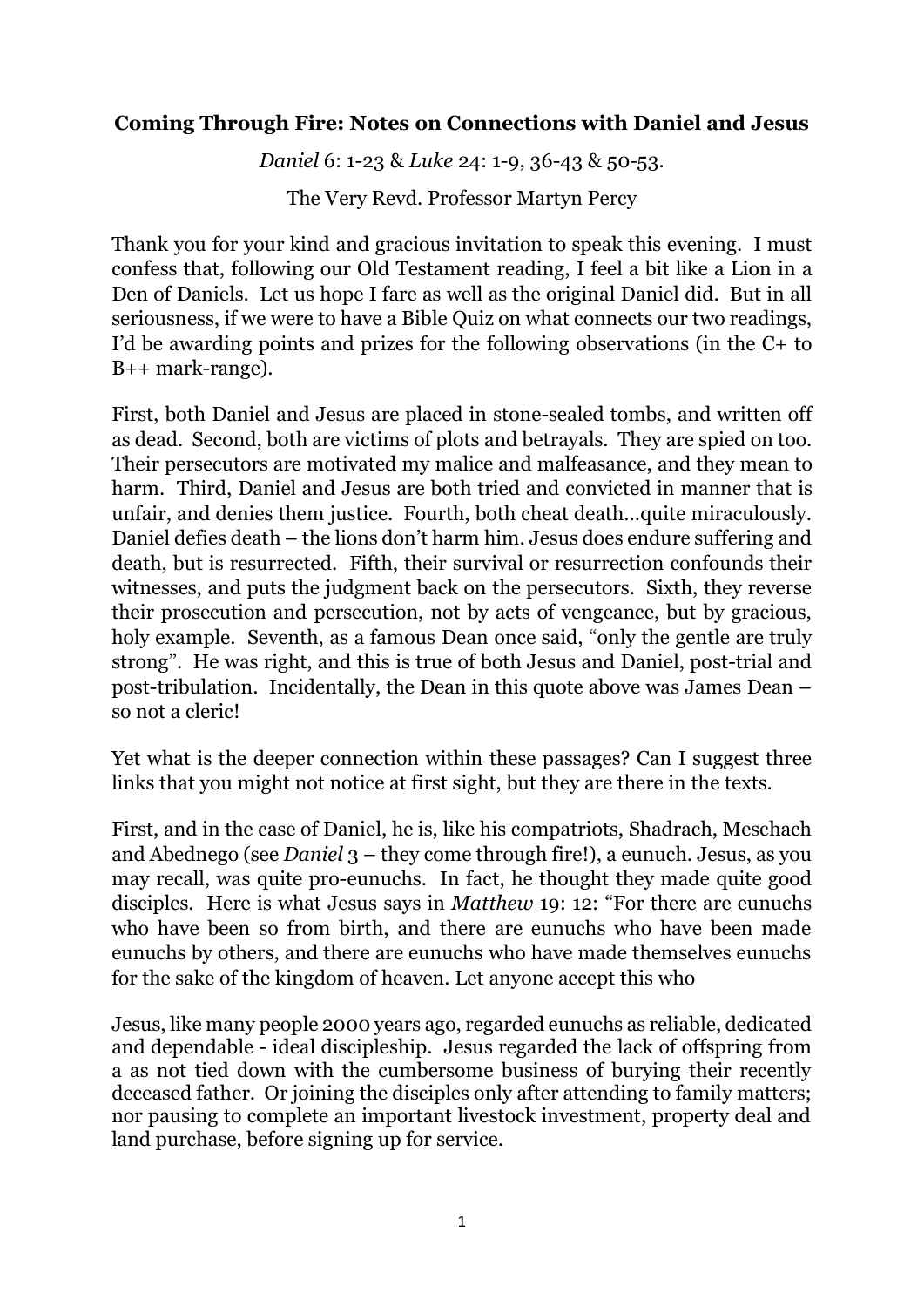**Coming Through Fire: Notes on Connections with Daniel and Jesus**

*Daniel* 6: 1-23 & *Luke* 24: 1-9, 36-43 & 50-53.

The Very Revd. Professor Martyn Percy

Thank you for your kind and gracious invitation to speak this evening. I must confess that, following our Old Testament reading, I feel a bit like a Lion in a Den of Daniels. Let us hope I fare as well as the original Daniel did. But in all seriousness, if we were to have a Bible Quiz on what connects our two readings, I'd be awarding points and prizes for the following observations (in the C+ to B++ mark-range).

First, both Daniel and Jesus are placed in stone-sealed tombs, and written off as dead. Second, both are victims of plots and betrayals. They are spied on too. Their persecutors are motivated my malice and malfeasance, and they mean to harm. Third, Daniel and Jesus are both tried and convicted in manner that is unfair, and denies them justice. Fourth, both cheat death…quite miraculously. Daniel defies death – the lions don't harm him. Jesus does endure suffering and death, but is resurrected. Fifth, their survival or resurrection confounds their witnesses, and puts the judgment back on the persecutors. Sixth, they reverse their prosecution and persecution, not by acts of vengeance, but by gracious, holy example. Seventh, as a famous Dean once said, "only the gentle are truly strong". He was right, and this is true of both Jesus and Daniel, post-trial and post-tribulation. Incidentally, the Dean in this quote above was James Dean – so not a cleric!

Yet what is the deeper connection within these passages? Can I suggest three links that you might not notice at first sight, but they are there in the texts.

First, and in the case of Daniel, he is, like his compatriots, Shadrach, Meschach and Abednego (see *Daniel* 3 – they come through fire!), a eunuch. Jesus, as you may recall, was quite pro-eunuchs. In fact, he thought they made quite good disciples. Here is what Jesus says in *Matthew* 19: 12: "For there are eunuchs who have been so from birth, and there are eunuchs who have been made eunuchs by others, and there are eunuchs who have made themselves eunuchs for the sake of the kingdom of heaven. Let anyone accept this who

Jesus, like many people 2000 years ago, regarded eunuchs as reliable, dedicated and dependable - ideal discipleship. Jesus regarded the lack of offspring from a as not tied down with the cumbersome business of burying their recently deceased father. Or joining the disciples only after attending to family matters; nor pausing to complete an important livestock investment, property deal and land purchase, before signing up for service.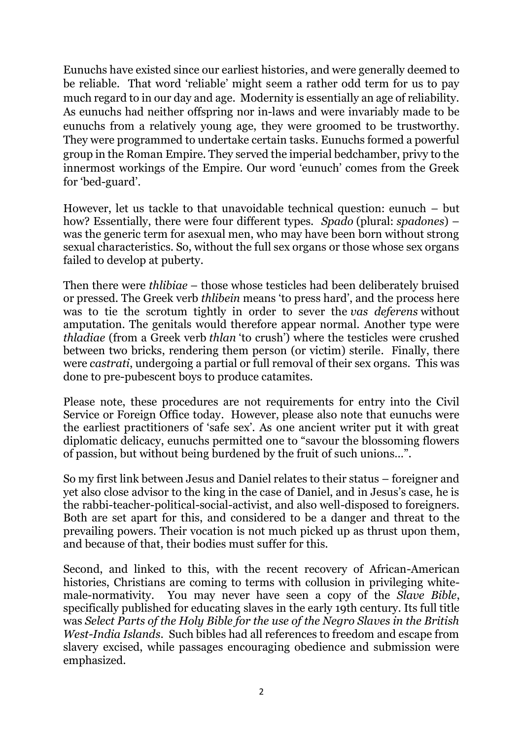Eunuchs have existed since our earliest histories, and were generally deemed to be reliable. That word 'reliable' might seem a rather odd term for us to pay much regard to in our day and age. Modernity is essentially an age of reliability. As eunuchs had neither offspring nor in-laws and were invariably made to be eunuchs from a relatively young age, they were groomed to be trustworthy. They were programmed to undertake certain tasks. Eunuchs formed a powerful group in the Roman Empire. They served the imperial bedchamber, privy to the innermost workings of the Empire. Our word 'eunuch' comes from the Greek for 'bed-guard'.

However, let us tackle to that unavoidable technical question: eunuch – but how? Essentially, there were four different types. *Spado* (plural: *spadones*) – was the generic term for asexual men, who may have been born without strong sexual characteristics. So, without the full sex organs or those whose sex organs failed to develop at puberty.

Then there were *thlibiae* – those whose testicles had been deliberately bruised or pressed. The Greek verb *thlibein* means 'to press hard', and the process here was to tie the scrotum tightly in order to sever the *vas deferens* without amputation. The genitals would therefore appear normal. Another type were *thladiae* (from a Greek verb *thlan* 'to crush') where the testicles were crushed between two bricks, rendering them person (or victim) sterile. Finally, there were *castrati*, undergoing a partial or full removal of their sex organs. This was done to pre-pubescent boys to produce catamites.

Please note, these procedures are not requirements for entry into the Civil Service or Foreign Office today. However, please also note that eunuchs were the earliest practitioners of 'safe sex'. As one ancient writer put it with great diplomatic delicacy, eunuchs permitted one to "savour the blossoming flowers of passion, but without being burdened by the fruit of such unions…".

So my first link between Jesus and Daniel relates to their status – foreigner and yet also close advisor to the king in the case of Daniel, and in Jesus's case, he is the rabbi-teacher-political-social-activist, and also well-disposed to foreigners. Both are set apart for this, and considered to be a danger and threat to the prevailing powers. Their vocation is not much picked up as thrust upon them, and because of that, their bodies must suffer for this.

Second, and linked to this, with the recent recovery of African-American histories, Christians are coming to terms with collusion in privileging white-male-normativity. You may never have seen a copy of the *Slave Bible*, specifically published for educating slaves in the early 19th century. Its full title was *Select Parts of the Holy Bible for the use of the Negro Slaves in the British West-India Islands*. Such bibles had all references to freedom and escape from slavery excised, while passages encouraging obedience and submission were emphasized.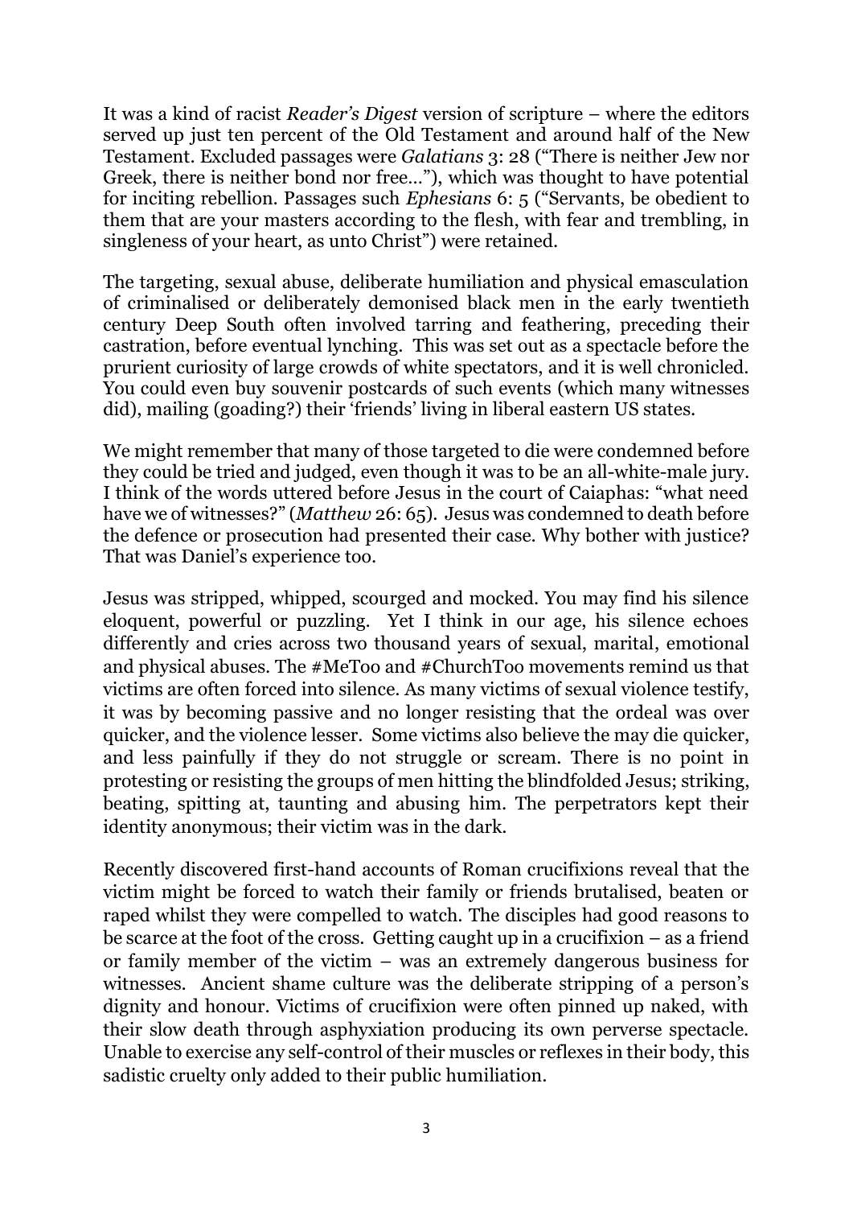It was a kind of racist *Reader's Digest* version of scripture – where the editors served up just ten percent of the Old Testament and around half of the New Testament. Excluded passages were *Galatians* 3: 28 ("There is neither Jew nor Greek, there is neither bond nor free…"), which was thought to have potential for inciting rebellion. Passages such *Ephesians* 6: 5 ("Servants, be obedient to them that are your masters according to the flesh, with fear and trembling, in singleness of your heart, as unto Christ") were retained.

The targeting, sexual abuse, deliberate humiliation and physical emasculation of criminalised or deliberately demonised black men in the early twentieth century Deep South often involved tarring and feathering, preceding their castration, before eventual lynching. This was set out as a spectacle before the prurient curiosity of large crowds of white spectators, and it is well chronicled. You could even buy souvenir postcards of such events (which many witnesses did), mailing (goading?) their 'friends' living in liberal eastern US states.

We might remember that many of those targeted to die were condemned before they could be tried and judged, even though it was to be an all-white-male jury. I think of the words uttered before Jesus in the court of Caiaphas: "what need have we of witnesses?" (*Matthew* 26: 65). Jesus was condemned to death before the defence or prosecution had presented their case. Why bother with justice? That was Daniel's experience too.

Jesus was stripped, whipped, scourged and mocked. You may find his silence eloquent, powerful or puzzling. Yet I think in our age, his silence echoes differently and cries across two thousand years of sexual, marital, emotional and physical abuses. The #MeToo and #ChurchToo movements remind us that victims are often forced into silence. As many victims of sexual violence testify, it was by becoming passive and no longer resisting that the ordeal was over quicker, and the violence lesser. Some victims also believe the may die quicker, and less painfully if they do not struggle or scream. There is no point in protesting or resisting the groups of men hitting the blindfolded Jesus; striking, beating, spitting at, taunting and abusing him. The perpetrators kept their identity anonymous; their victim was in the dark.

Recently discovered first-hand accounts of Roman crucifixions reveal that the victim might be forced to watch their family or friends brutalised, beaten or raped whilst they were compelled to watch. The disciples had good reasons to be scarce at the foot of the cross. Getting caught up in a crucifixion – as a friend or family member of the victim – was an extremely dangerous business for witnesses. Ancient shame culture was the deliberate stripping of a person's dignity and honour. Victims of crucifixion were often pinned up naked, with their slow death through asphyxiation producing its own perverse spectacle. Unable to exercise any self-control of their muscles or reflexes in their body, this sadistic cruelty only added to their public humiliation.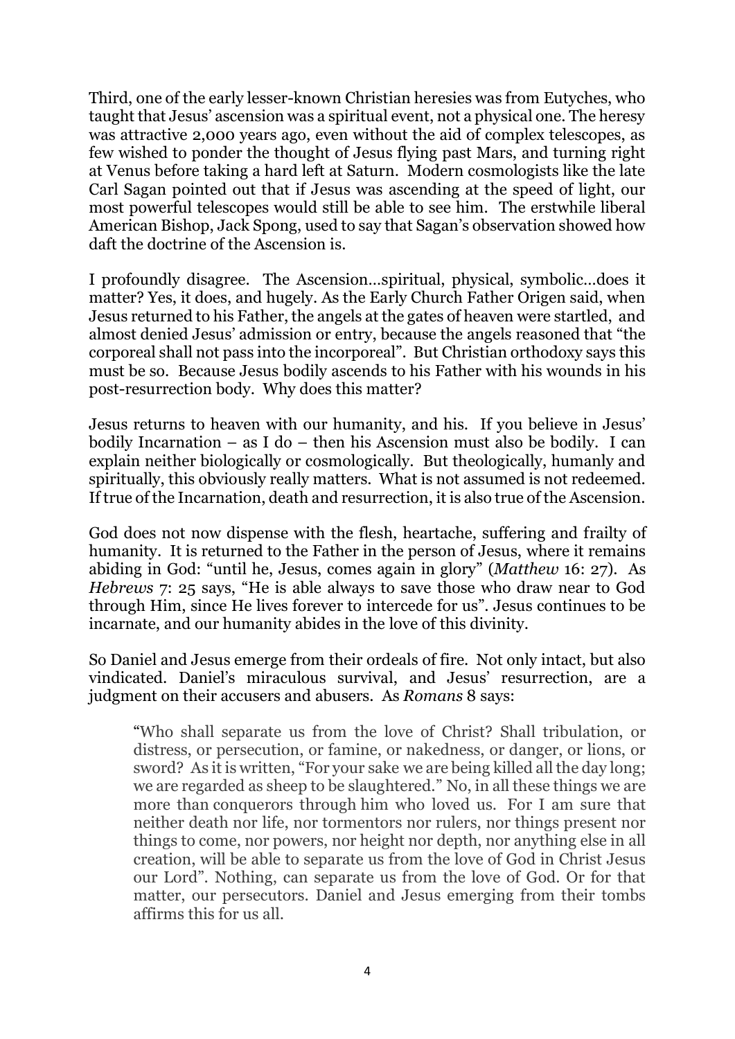Third, one of the early lesser-known Christian heresies was from Eutyches, who taught that Jesus' ascension was a spiritual event, not a physical one. The heresy was attractive 2,000 years ago, even without the aid of complex telescopes, as few wished to ponder the thought of Jesus flying past Mars, and turning right at Venus before taking a hard left at Saturn. Modern cosmologists like the late Carl Sagan pointed out that if Jesus was ascending at the speed of light, our most powerful telescopes would still be able to see him. The erstwhile liberal American Bishop, Jack Spong, used to say that Sagan's observation showed how daft the doctrine of the Ascension is.

I profoundly disagree. The Ascension…spiritual, physical, symbolic…does it matter? Yes, it does, and hugely. As the Early Church Father Origen said, when Jesus returned to his Father, the angels at the gates of heaven were startled, and almost denied Jesus' admission or entry, because the angels reasoned that "the corporeal shall not pass into the incorporeal". But Christian orthodoxy says this must be so. Because Jesus bodily ascends to his Father with his wounds in his post-resurrection body. Why does this matter?

Jesus returns to heaven with our humanity, and his. If you believe in Jesus' bodily Incarnation – as I do – then his Ascension must also be bodily. I can explain neither biologically or cosmologically. But theologically, humanly and spiritually, this obviously really matters. What is not assumed is not redeemed. If true of the Incarnation, death and resurrection, it is also true of the Ascension.

God does not now dispense with the flesh, heartache, suffering and frailty of humanity. It is returned to the Father in the person of Jesus, where it remains abiding in God: "until he, Jesus, comes again in glory" (*Matthew* 16: 27). As *Hebrews* 7: 25 says, "He is able always to save those who draw near to God through Him, since He lives forever to intercede for us". Jesus continues to be incarnate, and our humanity abides in the love of this divinity.

So Daniel and Jesus emerge from their ordeals of fire. Not only intact, but also vindicated. Daniel's miraculous survival, and Jesus' resurrection, are a judgment on their accusers and abusers. As *Romans* 8 says:

> "Who shall separate us from the love of Christ? Shall tribulation, or distress, or persecution, or famine, or nakedness, or danger, or lions, or sword? As it is written, "For your sake we are being killed all the day long; we are regarded as sheep to be slaughtered." No, in all these things we are more than conquerors through him who loved us. For I am sure that neither death nor life, nor tormentors nor rulers, nor things present nor things to come, nor powers, nor height nor depth, nor anything else in all creation, will be able to separate us from the love of God in Christ Jesus our Lord". Nothing, can separate us from the love of God. Or for that matter, our persecutors. Daniel and Jesus emerging from their tombs affirms this for us all.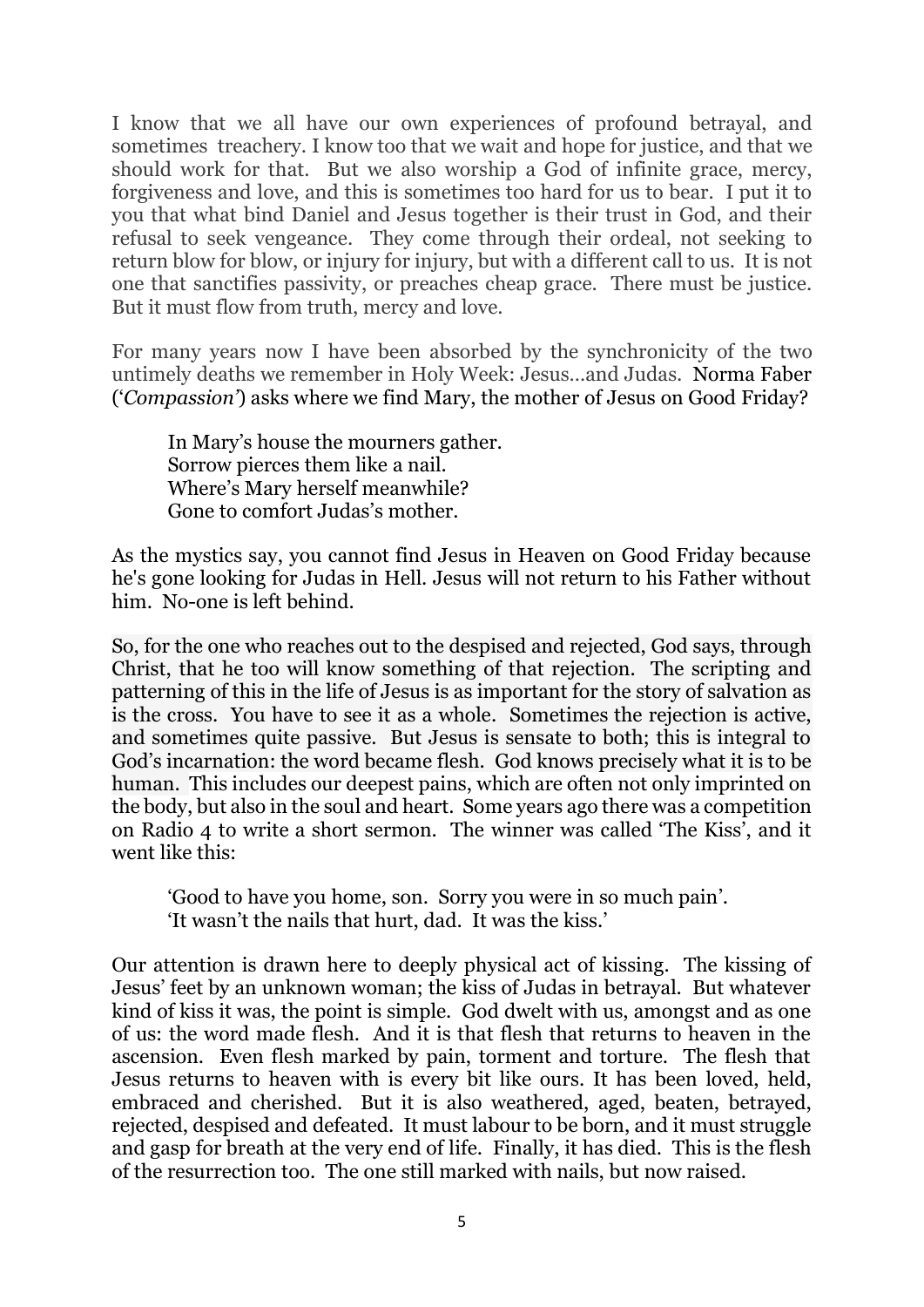I know that we all have our own experiences of profound betrayal, and sometimes treachery. I know too that we wait and hope for justice, and that we should work for that. But we also worship a God of infinite grace, mercy, forgiveness and love, and this is sometimes too hard for us to bear. I put it to you that what bind Daniel and Jesus together is their trust in God, and their refusal to seek vengeance. They come through their ordeal, not seeking to return blow for blow, or injury for injury, but with a different call to us. It is not one that sanctifies passivity, or preaches cheap grace. There must be justice. But it must flow from truth, mercy and love.

For many years now I have been absorbed by the synchronicity of the two untimely deaths we remember in Holy Week: Jesus…and Judas. Norma Faber (‘*Compassion*’) asks where we find Mary, the mother of Jesus on Good Friday?

> In Mary’s house the mourners gather.
> Sorrow pierces them like a nail.
> Where’s Mary herself meanwhile?
> Gone to comfort Judas’s mother.

As the mystics say, you cannot find Jesus in Heaven on Good Friday because he's gone looking for Judas in Hell. Jesus will not return to his Father without him. No-one is left behind.

So, for the one who reaches out to the despised and rejected, God says, through Christ, that he too will know something of that rejection. The scripting and patterning of this in the life of Jesus is as important for the story of salvation as is the cross. You have to see it as a whole. Sometimes the rejection is active, and sometimes quite passive. But Jesus is sensate to both; this is integral to God’s incarnation: the word became flesh. God knows precisely what it is to be human. This includes our deepest pains, which are often not only imprinted on the body, but also in the soul and heart. Some years ago there was a competition on Radio 4 to write a short sermon. The winner was called ‘The Kiss’, and it went like this:

> ‘Good to have you home, son. Sorry you were in so much pain’.
> ‘It wasn’t the nails that hurt, dad. It was the kiss.’

Our attention is drawn here to deeply physical act of kissing. The kissing of Jesus’ feet by an unknown woman; the kiss of Judas in betrayal. But whatever kind of kiss it was, the point is simple. God dwelt with us, amongst and as one of us: the word made flesh. And it is that flesh that returns to heaven in the ascension. Even flesh marked by pain, torment and torture. The flesh that Jesus returns to heaven with is every bit like ours. It has been loved, held, embraced and cherished. But it is also weathered, aged, beaten, betrayed, rejected, despised and defeated. It must labour to be born, and it must struggle and gasp for breath at the very end of life. Finally, it has died. This is the flesh of the resurrection too. The one still marked with nails, but now raised.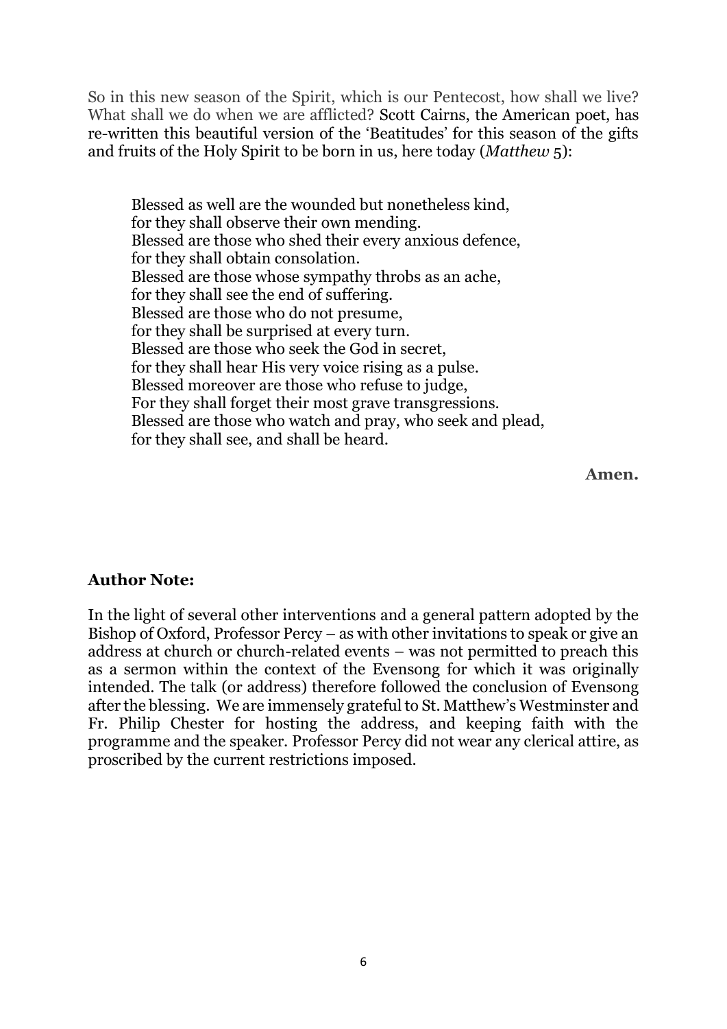So in this new season of the Spirit, which is our Pentecost, how shall we live? What shall we do when we are afflicted? Scott Cairns, the American poet, has re-written this beautiful version of the 'Beatitudes' for this season of the gifts and fruits of the Holy Spirit to be born in us, here today (*Matthew* 5):

> Blessed as well are the wounded but nonetheless kind,
> for they shall observe their own mending.
> Blessed are those who shed their every anxious defence,
> for they shall obtain consolation.
> Blessed are those whose sympathy throbs as an ache,
> for they shall see the end of suffering.
> Blessed are those who do not presume,
> for they shall be surprised at every turn.
> Blessed are those who seek the God in secret,
> for they shall hear His very voice rising as a pulse.
> Blessed moreover are those who refuse to judge,
> For they shall forget their most grave transgressions.
> Blessed are those who watch and pray, who seek and plead,
> for they shall see, and shall be heard.

**Amen.**

**Author Note:**

In the light of several other interventions and a general pattern adopted by the Bishop of Oxford, Professor Percy – as with other invitations to speak or give an address at church or church-related events – was not permitted to preach this as a sermon within the context of the Evensong for which it was originally intended. The talk (or address) therefore followed the conclusion of Evensong after the blessing. We are immensely grateful to St. Matthew's Westminster and Fr. Philip Chester for hosting the address, and keeping faith with the programme and the speaker. Professor Percy did not wear any clerical attire, as proscribed by the current restrictions imposed.